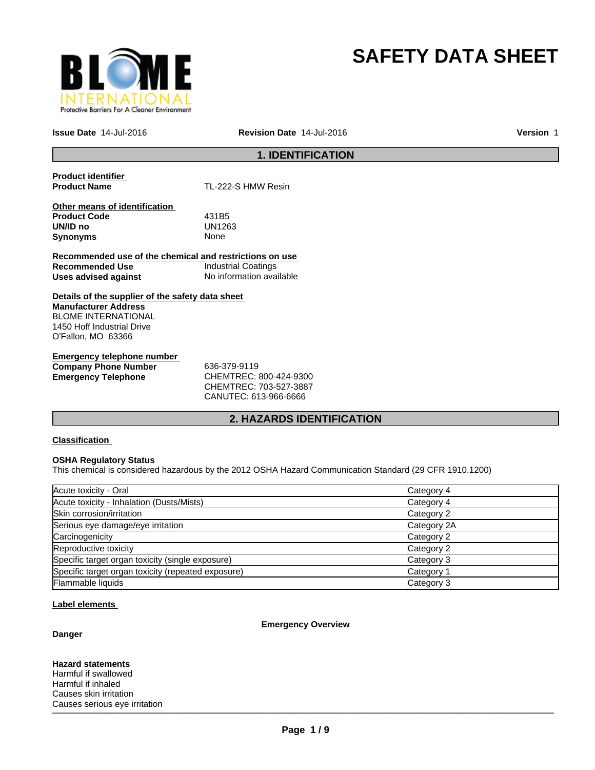# SAFETY DATA SHEET

**Issue Date** 14-Jul-2016 **Revision Date** 14-Jul-2016 **Version** 1

## 1. IDENTIFICATION

**Product identifier**

**Product Name** TL-222-S HMW Resin

**Other means of identification**

**Product Code** 431B5
**UN/ID no** UN1263
**Synonyms** None

**Recommended use of the chemical and restrictions on use**

**Recommended Use** Industrial Coatings
**Uses advised against** No information available

**Details of the supplier of the safety data sheet**

**Manufacturer Address**
BLOME INTERNATIONAL
1450 Hoff Industrial Drive
O'Fallon, MO 63366

**Emergency telephone number**

**Company Phone Number** 636-379-9119
**Emergency Telephone** CHEMTREC: 800-424-9300
CHEMTREC: 703-527-3887
CANUTEC: 613-966-6666

## 2. HAZARDS IDENTIFICATION

**Classification**

**OSHA Regulatory Status**
This chemical is considered hazardous by the 2012 OSHA Hazard Communication Standard (29 CFR 1910.1200)

| Hazard | Category |
|---|---|
| Acute toxicity - Oral | Category 4 |
| Acute toxicity - Inhalation (Dusts/Mists) | Category 4 |
| Skin corrosion/irritation | Category 2 |
| Serious eye damage/eye irritation | Category 2A |
| Carcinogenicity | Category 2 |
| Reproductive toxicity | Category 2 |
| Specific target organ toxicity (single exposure) | Category 3 |
| Specific target organ toxicity (repeated exposure) | Category 1 |
| Flammable liquids | Category 3 |

**Label elements**

**Emergency Overview**

**Danger**

**Hazard statements**
Harmful if swallowed
Harmful if inhaled
Causes skin irritation
Causes serious eye irritation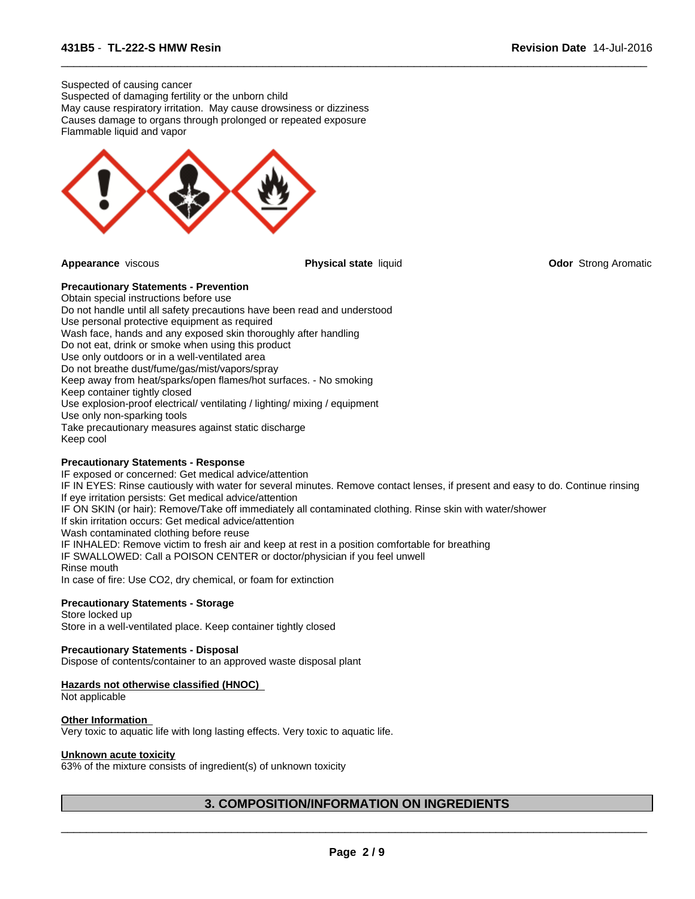Suspected of causing cancer
Suspected of damaging fertility or the unborn child
May cause respiratory irritation. May cause drowsiness or dizziness
Causes damage to organs through prolonged or repeated exposure
Flammable liquid and vapor

**Appearance** viscous **Physical state** liquid **Odor** Strong Aromatic

**Precautionary Statements - Prevention**
Obtain special instructions before use
Do not handle until all safety precautions have been read and understood
Use personal protective equipment as required
Wash face, hands and any exposed skin thoroughly after handling
Do not eat, drink or smoke when using this product
Use only outdoors or in a well-ventilated area
Do not breathe dust/fume/gas/mist/vapors/spray
Keep away from heat/sparks/open flames/hot surfaces. - No smoking
Keep container tightly closed
Use explosion-proof electrical/ ventilating / lighting/ mixing / equipment
Use only non-sparking tools
Take precautionary measures against static discharge
Keep cool

**Precautionary Statements - Response**
IF exposed or concerned: Get medical advice/attention
IF IN EYES: Rinse cautiously with water for several minutes. Remove contact lenses, if present and easy to do. Continue rinsing
If eye irritation persists: Get medical advice/attention
IF ON SKIN (or hair): Remove/Take off immediately all contaminated clothing. Rinse skin with water/shower
If skin irritation occurs: Get medical advice/attention
Wash contaminated clothing before reuse
IF INHALED: Remove victim to fresh air and keep at rest in a position comfortable for breathing
IF SWALLOWED: Call a POISON CENTER or doctor/physician if you feel unwell
Rinse mouth
In case of fire: Use CO2, dry chemical, or foam for extinction

**Precautionary Statements - Storage**
Store locked up
Store in a well-ventilated place. Keep container tightly closed

**Precautionary Statements - Disposal**
Dispose of contents/container to an approved waste disposal plant

**Hazards not otherwise classified (HNOC)**
Not applicable

**Other Information**
Very toxic to aquatic life with long lasting effects. Very toxic to aquatic life.

**Unknown acute toxicity**
63% of the mixture consists of ingredient(s) of unknown toxicity

## 3. COMPOSITION/INFORMATION ON INGREDIENTS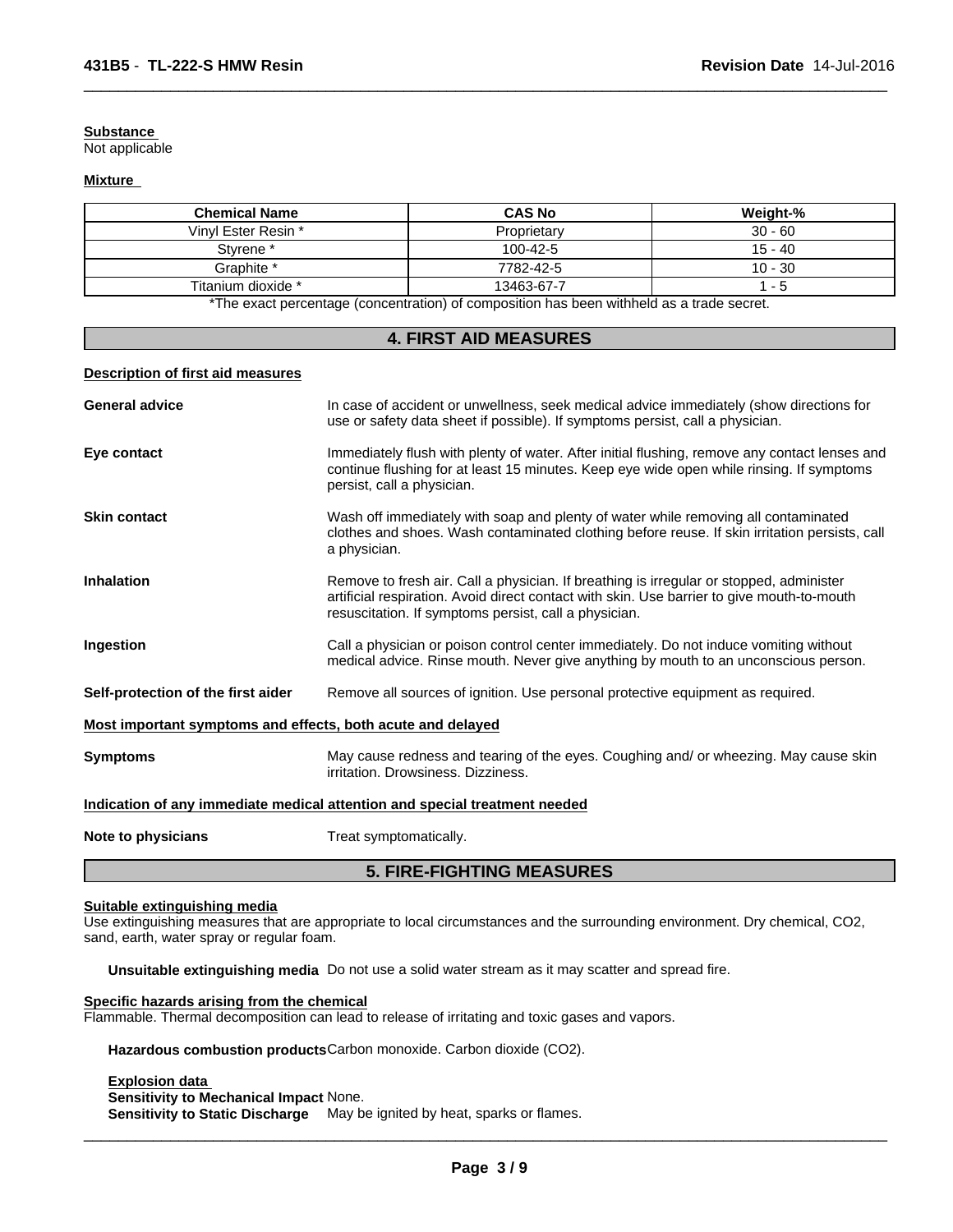**Substance**
Not applicable

**Mixture**

| Chemical Name | CAS No | Weight-% |
| --- | --- | --- |
| Vinyl Ester Resin * | Proprietary | 30 - 60 |
| Styrene * | 100-42-5 | 15 - 40 |
| Graphite * | 7782-42-5 | 10 - 30 |
| Titanium dioxide * | 13463-67-7 | 1 - 5 |

*The exact percentage (concentration) of composition has been withheld as a trade secret.

## 4. FIRST AID MEASURES

**Description of first aid measures**

**General advice** In case of accident or unwellness, seek medical advice immediately (show directions for use or safety data sheet if possible). If symptoms persist, call a physician.

**Eye contact** Immediately flush with plenty of water. After initial flushing, remove any contact lenses and continue flushing for at least 15 minutes. Keep eye wide open while rinsing. If symptoms persist, call a physician.

**Skin contact** Wash off immediately with soap and plenty of water while removing all contaminated clothes and shoes. Wash contaminated clothing before reuse. If skin irritation persists, call a physician.

**Inhalation** Remove to fresh air. Call a physician. If breathing is irregular or stopped, administer artificial respiration. Avoid direct contact with skin. Use barrier to give mouth-to-mouth resuscitation. If symptoms persist, call a physician.

**Ingestion** Call a physician or poison control center immediately. Do not induce vomiting without medical advice. Rinse mouth. Never give anything by mouth to an unconscious person.

**Self-protection of the first aider** Remove all sources of ignition. Use personal protective equipment as required.

**Most important symptoms and effects, both acute and delayed**

**Symptoms** May cause redness and tearing of the eyes. Coughing and/ or wheezing. May cause skin irritation. Drowsiness. Dizziness.

**Indication of any immediate medical attention and special treatment needed**

**Note to physicians** Treat symptomatically.

## 5. FIRE-FIGHTING MEASURES

**Suitable extinguishing media**
Use extinguishing measures that are appropriate to local circumstances and the surrounding environment. Dry chemical, $CO_2$, sand, earth, water spray or regular foam.

**Unsuitable extinguishing media** Do not use a solid water stream as it may scatter and spread fire.

**Specific hazards arising from the chemical**
Flammable. Thermal decomposition can lead to release of irritating and toxic gases and vapors.

**Hazardous combustion products** Carbon monoxide. Carbon dioxide ($CO_2$).

**Explosion data**
**Sensitivity to Mechanical Impact** None.
**Sensitivity to Static Discharge** May be ignited by heat, sparks or flames.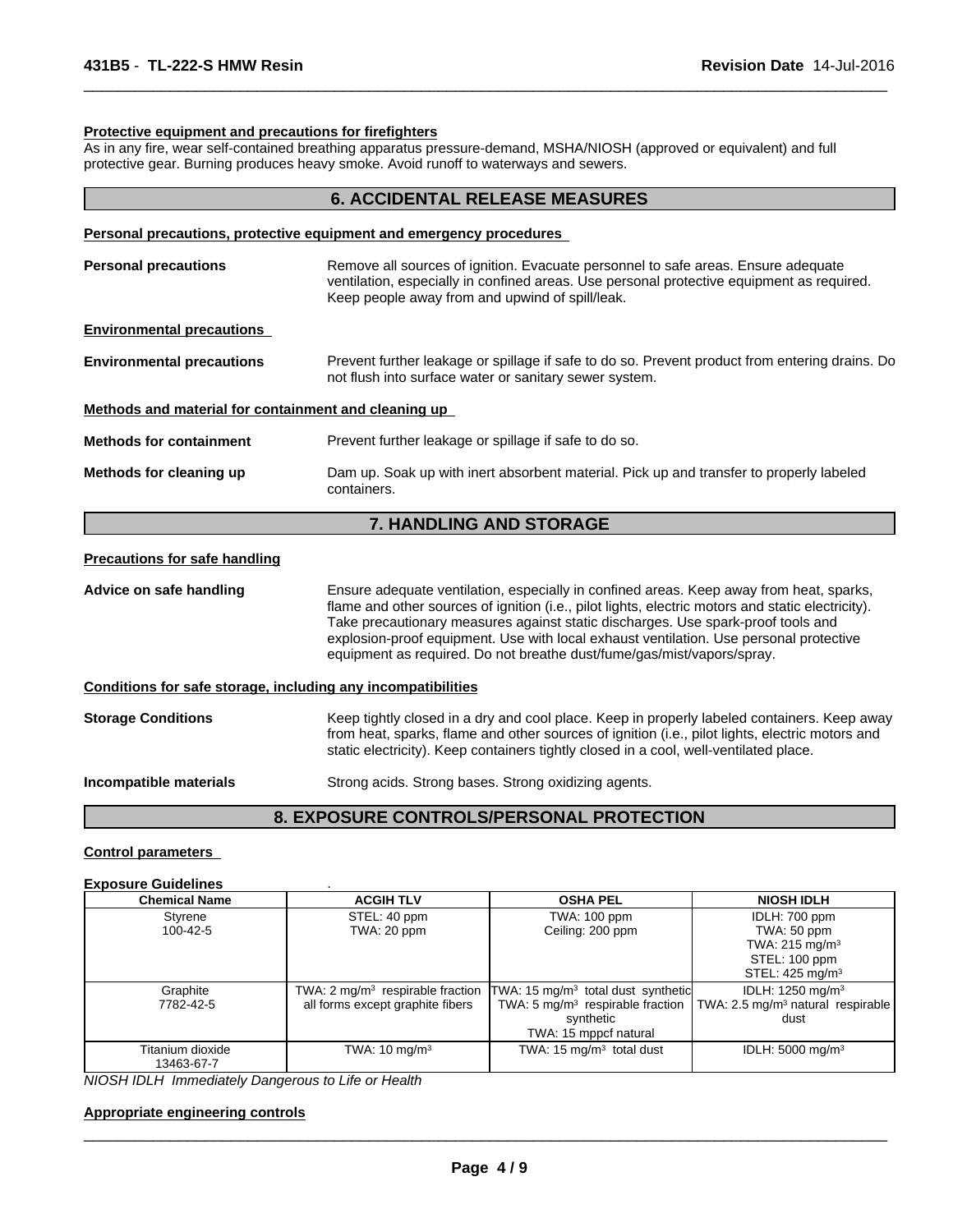**Protective equipment and precautions for firefighters**

As in any fire, wear self-contained breathing apparatus pressure-demand, MSHA/NIOSH (approved or equivalent) and full protective gear. Burning produces heavy smoke. Avoid runoff to waterways and sewers.

## 6. ACCIDENTAL RELEASE MEASURES

**Personal precautions, protective equipment and emergency procedures**

**Personal precautions** Remove all sources of ignition. Evacuate personnel to safe areas. Ensure adequate ventilation, especially in confined areas. Use personal protective equipment as required. Keep people away from and upwind of spill/leak.

**Environmental precautions**

**Environmental precautions** Prevent further leakage or spillage if safe to do so. Prevent product from entering drains. Do not flush into surface water or sanitary sewer system.

**Methods and material for containment and cleaning up**

**Methods for containment** Prevent further leakage or spillage if safe to do so.

**Methods for cleaning up** Dam up. Soak up with inert absorbent material. Pick up and transfer to properly labeled containers.

## 7. HANDLING AND STORAGE

**Precautions for safe handling**

**Advice on safe handling** Ensure adequate ventilation, especially in confined areas. Keep away from heat, sparks, flame and other sources of ignition (i.e., pilot lights, electric motors and static electricity). Take precautionary measures against static discharges. Use spark-proof tools and explosion-proof equipment. Use with local exhaust ventilation. Use personal protective equipment as required. Do not breathe dust/fume/gas/mist/vapors/spray.

**Conditions for safe storage, including any incompatibilities**

**Storage Conditions** Keep tightly closed in a dry and cool place. Keep in properly labeled containers. Keep away from heat, sparks, flame and other sources of ignition (i.e., pilot lights, electric motors and static electricity). Keep containers tightly closed in a cool, well-ventilated place.

**Incompatible materials** Strong acids. Strong bases. Strong oxidizing agents.

## 8. EXPOSURE CONTROLS/PERSONAL PROTECTION

**Control parameters**

**Exposure Guidelines** .

| Chemical Name | ACGIH TLV | OSHA PEL | NIOSH IDLH |
|---|---|---|---|
| Styrene<br>100-42-5 | STEL: 40 ppm<br>TWA: 20 ppm | TWA: 100 ppm<br>Ceiling: 200 ppm | IDLH: 700 ppm<br>TWA: 50 ppm<br>TWA: 215 mg/m³<br>STEL: 100 ppm<br>STEL: 425 mg/m³ |
| Graphite<br>7782-42-5 | TWA: 2 mg/m³ respirable fraction all forms except graphite fibers | TWA: 15 mg/m³ total dust synthetic<br>TWA: 5 mg/m³ respirable fraction synthetic<br>TWA: 15 mppcf natural | IDLH: 1250 mg/m³<br>TWA: 2.5 mg/m³ natural respirable dust |
| Titanium dioxide<br>13463-67-7 | TWA: 10 mg/m³ | TWA: 15 mg/m³ total dust | IDLH: 5000 mg/m³ |

*NIOSH IDLH Immediately Dangerous to Life or Health*

**Appropriate engineering controls**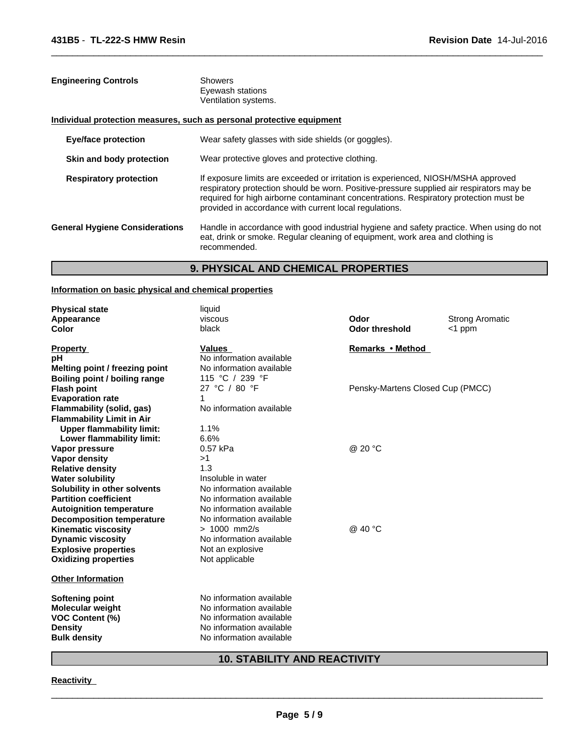| | |
|---|---|
| **Engineering Controls** | Showers<br>Eyewash stations<br>Ventilation systems. |

**Individual protection measures, such as personal protective equipment**

| | |
|---|---|
| **Eye/face protection** | Wear safety glasses with side shields (or goggles). |
| **Skin and body protection** | Wear protective gloves and protective clothing. |
| **Respiratory protection** | If exposure limits are exceeded or irritation is experienced, NIOSH/MSHA approved respiratory protection should be worn. Positive-pressure supplied air respirators may be required for high airborne contaminant concentrations. Respiratory protection must be provided in accordance with current local regulations. |
| **General Hygiene Considerations** | Handle in accordance with good industrial hygiene and safety practice. When using do not eat, drink or smoke. Regular cleaning of equipment, work area and clothing is recommended. |

## 9. PHYSICAL AND CHEMICAL PROPERTIES

**Information on basic physical and chemical properties**

| | | | |
|---|---|---|---|
| **Physical state** | liquid | | |
| **Appearance** | viscous | **Odor** | Strong Aromatic |
| **Color** | black | **Odor threshold** | <1 ppm |

| **Property** | **Values** | **Remarks • Method** |
|---|---|---|
| **pH** | No information available | |
| **Melting point / freezing point** | No information available | |
| **Boiling point / boiling range** | 115 °C / 239 °F | |
| **Flash point** | 27 °C / 80 °F | Pensky-Martens Closed Cup (PMCC) |
| **Evaporation rate** | 1 | |
| **Flammability (solid, gas)** | No information available | |
| **Flammability Limit in Air** | | |
| **Upper flammability limit:** | 1.1% | |
| **Lower flammability limit:** | 6.6% | |
| **Vapor pressure** | 0.57 kPa | @ 20 °C |
| **Vapor density** | >1 | |
| **Relative density** | 1.3 | |
| **Water solubility** | Insoluble in water | |
| **Solubility in other solvents** | No information available | |
| **Partition coefficient** | No information available | |
| **Autoignition temperature** | No information available | |
| **Decomposition temperature** | No information available | |
| **Kinematic viscosity** | > 1000 mm2/s | @ 40 °C |
| **Dynamic viscosity** | No information available | |
| **Explosive properties** | Not an explosive | |
| **Oxidizing properties** | Not applicable | |

**Other Information**

| | |
|---|---|
| **Softening point** | No information available |
| **Molecular weight** | No information available |
| **VOC Content (%)** | No information available |
| **Density** | No information available |
| **Bulk density** | No information available |

## 10. STABILITY AND REACTIVITY

**Reactivity**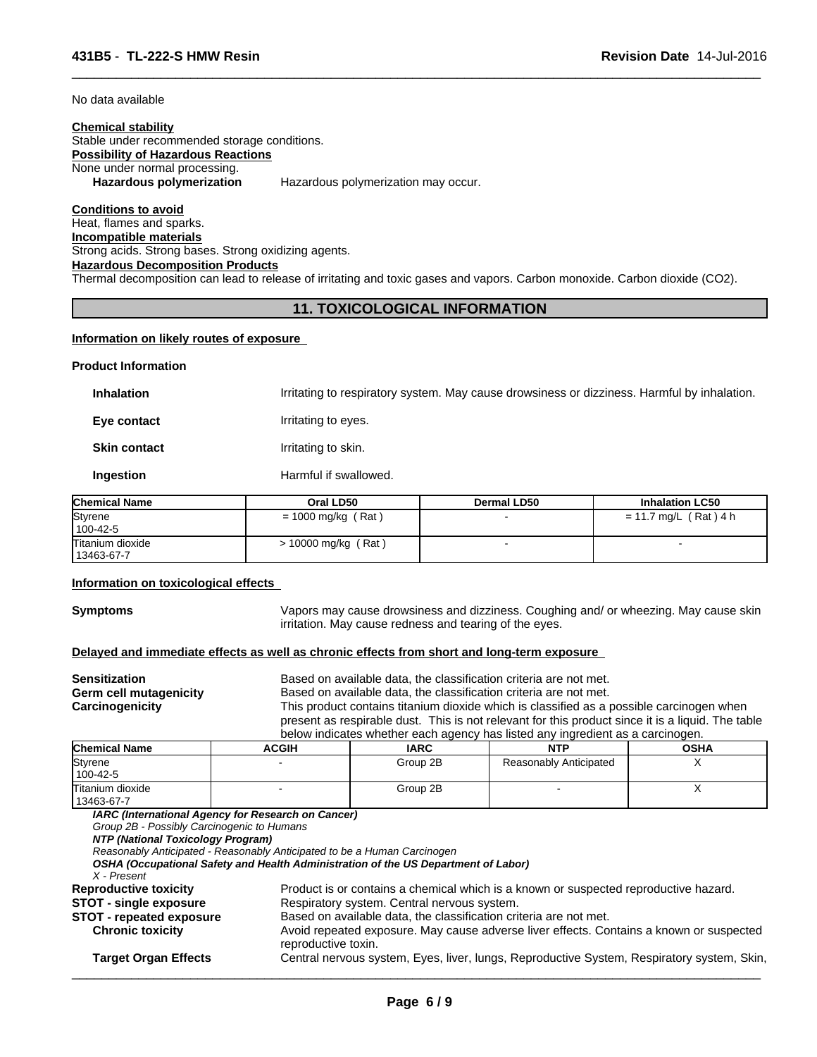No data available

**Chemical stability**
Stable under recommended storage conditions.

**Possibility of Hazardous Reactions**
None under normal processing.

**Hazardous polymerization** Hazardous polymerization may occur.

**Conditions to avoid**
Heat, flames and sparks.

**Incompatible materials**
Strong acids. Strong bases. Strong oxidizing agents.

**Hazardous Decomposition Products**
Thermal decomposition can lead to release of irritating and toxic gases and vapors. Carbon monoxide. Carbon dioxide ($CO_2$).

## 11. TOXICOLOGICAL INFORMATION

**Information on likely routes of exposure**

**Product Information**

**Inhalation** Irritating to respiratory system. May cause drowsiness or dizziness. Harmful by inhalation.

**Eye contact** Irritating to eyes.

**Skin contact** Irritating to skin.

**Ingestion** Harmful if swallowed.

| Chemical Name | Oral LD50 | Dermal LD50 | Inhalation LC50 |
|---|---|---|---|
| Styrene<br>100-42-5 | = 1000 mg/kg ( Rat ) | - | = 11.7 mg/L ( Rat ) 4 h |
| Titanium dioxide<br>13463-67-7 | > 10000 mg/kg ( Rat ) | - | - |

**Information on toxicological effects**

**Symptoms** Vapors may cause drowsiness and dizziness. Coughing and/ or wheezing. May cause skin irritation. May cause redness and tearing of the eyes.

**Delayed and immediate effects as well as chronic effects from short and long-term exposure**

**Sensitization** Based on available data, the classification criteria are not met.

**Germ cell mutagenicity** Based on available data, the classification criteria are not met.

**Carcinogenicity** This product contains titanium dioxide which is classified as a possible carcinogen when present as respirable dust. This is not relevant for this product since it is a liquid. The table below indicates whether each agency has listed any ingredient as a carcinogen.

| Chemical Name | ACGIH | IARC | NTP | OSHA |
|---|---|---|---|---|
| Styrene<br>100-42-5 | - | Group 2B | Reasonably Anticipated | X |
| Titanium dioxide<br>13463-67-7 | - | Group 2B | - | X |

***IARC (International Agency for Research on Cancer)***
*Group 2B - Possibly Carcinogenic to Humans*
***NTP (National Toxicology Program)***
*Reasonably Anticipated - Reasonably Anticipated to be a Human Carcinogen*
***OSHA (Occupational Safety and Health Administration of the US Department of Labor)***
*X - Present*

**Reproductive toxicity** Product is or contains a chemical which is a known or suspected reproductive hazard.

**STOT - single exposure** Respiratory system. Central nervous system.

**STOT - repeated exposure** Based on available data, the classification criteria are not met.

**Chronic toxicity** Avoid repeated exposure. May cause adverse liver effects. Contains a known or suspected reproductive toxin.

**Target Organ Effects** Central nervous system, Eyes, liver, lungs, Reproductive System, Respiratory system, Skin,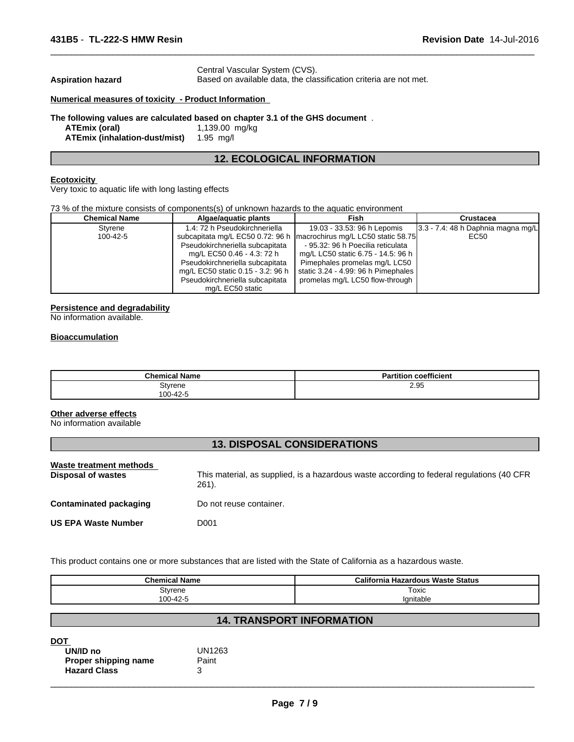| | |
|---|---|
| | Central Vascular System (CVS). |
| **Aspiration hazard** | Based on available data, the classification criteria are not met. |

**Numerical measures of toxicity - Product Information**

**The following values are calculated based on chapter 3.1 of the GHS document** .

| | |
|---|---|
| **ATEmix (oral)** | 1,139.00 mg/kg |
| **ATEmix (inhalation-dust/mist)** | 1.95 mg/l |

## 12. ECOLOGICAL INFORMATION

**Ecotoxicity**

Very toxic to aquatic life with long lasting effects

73 % of the mixture consists of components(s) of unknown hazards to the aquatic environment

| Chemical Name | Algae/aquatic plants | Fish | Crustacea |
|---|---|---|---|
| Styrene<br>100-42-5 | 1.4: 72 h Pseudokirchneriella subcapitata mg/L EC50 0.72: 96 h Pseudokirchneriella subcapitata mg/L EC50 0.46 - 4.3: 72 h Pseudokirchneriella subcapitata mg/L EC50 static 0.15 - 3.2: 96 h Pseudokirchneriella subcapitata mg/L EC50 static | 19.03 - 33.53: 96 h Lepomis macrochirus mg/L LC50 static 58.75 - 95.32: 96 h Poecilia reticulata mg/L LC50 static 6.75 - 14.5: 96 h Pimephales promelas mg/L LC50 static 3.24 - 4.99: 96 h Pimephales promelas mg/L LC50 flow-through | 3.3 - 7.4: 48 h Daphnia magna mg/L EC50 |

**Persistence and degradability**

No information available.

**Bioaccumulation**

| Chemical Name | Partition coefficient |
|---|---|
| Styrene<br>100-42-5 | 2.95 |

**Other adverse effects**

No information available

## 13. DISPOSAL CONSIDERATIONS

| | |
|---|---|
| **Waste treatment methods** | |
| **Disposal of wastes** | This material, as supplied, is a hazardous waste according to federal regulations (40 CFR 261). |
| **Contaminated packaging** | Do not reuse container. |
| **US EPA Waste Number** | D001 |

This product contains one or more substances that are listed with the State of California as a hazardous waste.

| Chemical Name | California Hazardous Waste Status |
|---|---|
| Styrene<br>100-42-5 | Toxic<br>Ignitable |

## 14. TRANSPORT INFORMATION

**DOT**

| | |
|---|---|
| **UN/ID no** | UN1263 |
| **Proper shipping name** | Paint |
| **Hazard Class** | 3 |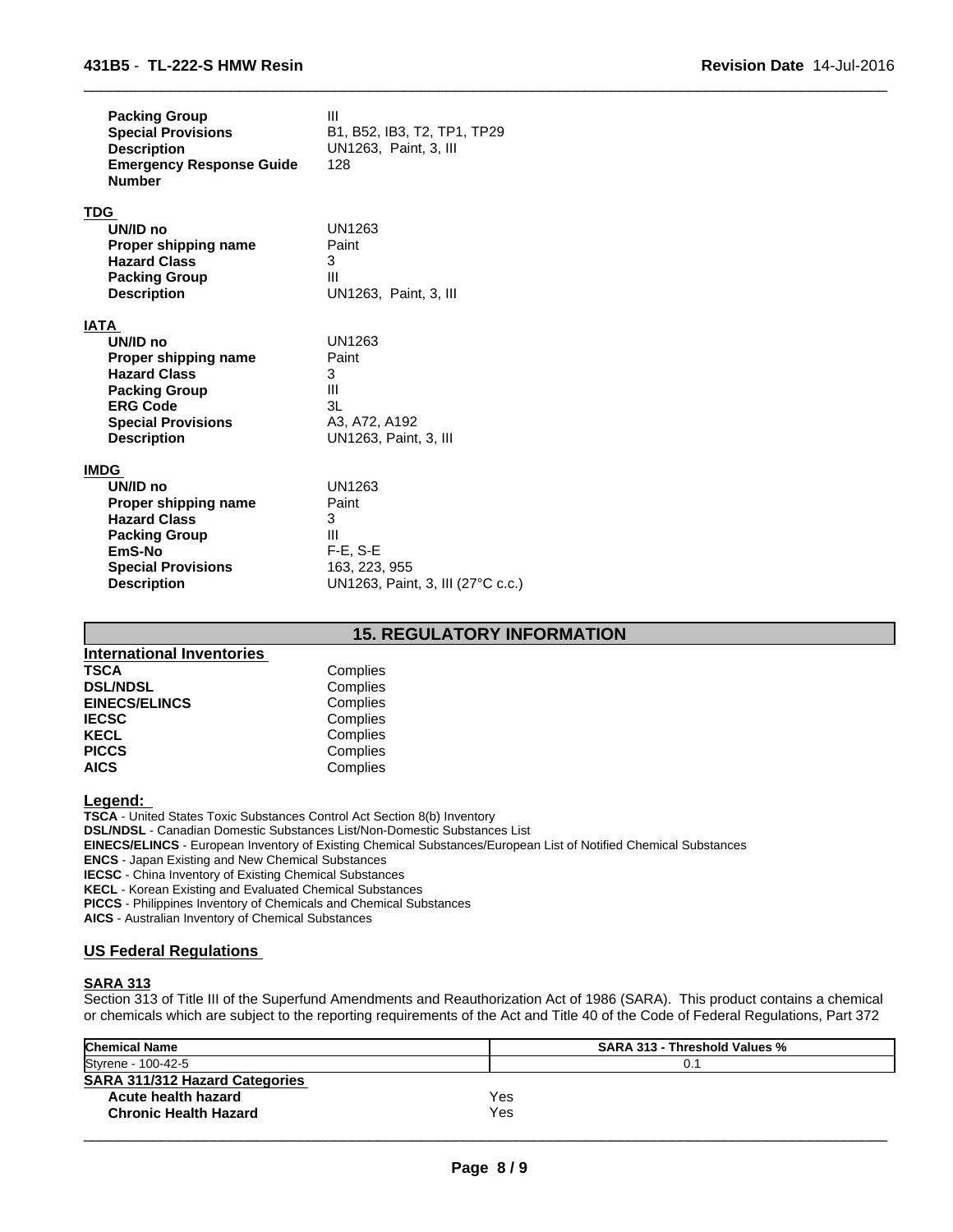| | |
|---|---|
| **Packing Group** | III |
| **Special Provisions** | B1, B52, IB3, T2, TP1, TP29 |
| **Description** | UN1263, Paint, 3, III |
| **Emergency Response Guide Number** | 128 |

**TDG**

| | |
|---|---|
| **UN/ID no** | UN1263 |
| **Proper shipping name** | Paint |
| **Hazard Class** | 3 |
| **Packing Group** | III |
| **Description** | UN1263, Paint, 3, III |

**IATA**

| | |
|---|---|
| **UN/ID no** | UN1263 |
| **Proper shipping name** | Paint |
| **Hazard Class** | 3 |
| **Packing Group** | III |
| **ERG Code** | 3L |
| **Special Provisions** | A3, A72, A192 |
| **Description** | UN1263, Paint, 3, III |

**IMDG**

| | |
|---|---|
| **UN/ID no** | UN1263 |
| **Proper shipping name** | Paint |
| **Hazard Class** | 3 |
| **Packing Group** | III |
| **EmS-No** | F-E, S-E |
| **Special Provisions** | 163, 223, 955 |
| **Description** | UN1263, Paint, 3, III (27°C c.c.) |

## 15. REGULATORY INFORMATION

**International Inventories**

| | |
|---|---|
| **TSCA** | Complies |
| **DSL/NDSL** | Complies |
| **EINECS/ELINCS** | Complies |
| **IECSC** | Complies |
| **KECL** | Complies |
| **PICCS** | Complies |
| **AICS** | Complies |

**Legend:**

**TSCA** - United States Toxic Substances Control Act Section 8(b) Inventory
**DSL/NDSL** - Canadian Domestic Substances List/Non-Domestic Substances List
**EINECS/ELINCS** - European Inventory of Existing Chemical Substances/European List of Notified Chemical Substances
**ENCS** - Japan Existing and New Chemical Substances
**IECSC** - China Inventory of Existing Chemical Substances
**KECL** - Korean Existing and Evaluated Chemical Substances
**PICCS** - Philippines Inventory of Chemicals and Chemical Substances
**AICS** - Australian Inventory of Chemical Substances

### US Federal Regulations

**SARA 313**

Section 313 of Title III of the Superfund Amendments and Reauthorization Act of 1986 (SARA). This product contains a chemical or chemicals which are subject to the reporting requirements of the Act and Title 40 of the Code of Federal Regulations, Part 372

| Chemical Name | SARA 313 - Threshold Values % |
|---|---|
| Styrene - 100-42-5 | 0.1 |

**SARA 311/312 Hazard Categories**

| | |
|---|---|
| **Acute health hazard** | Yes |
| **Chronic Health Hazard** | Yes |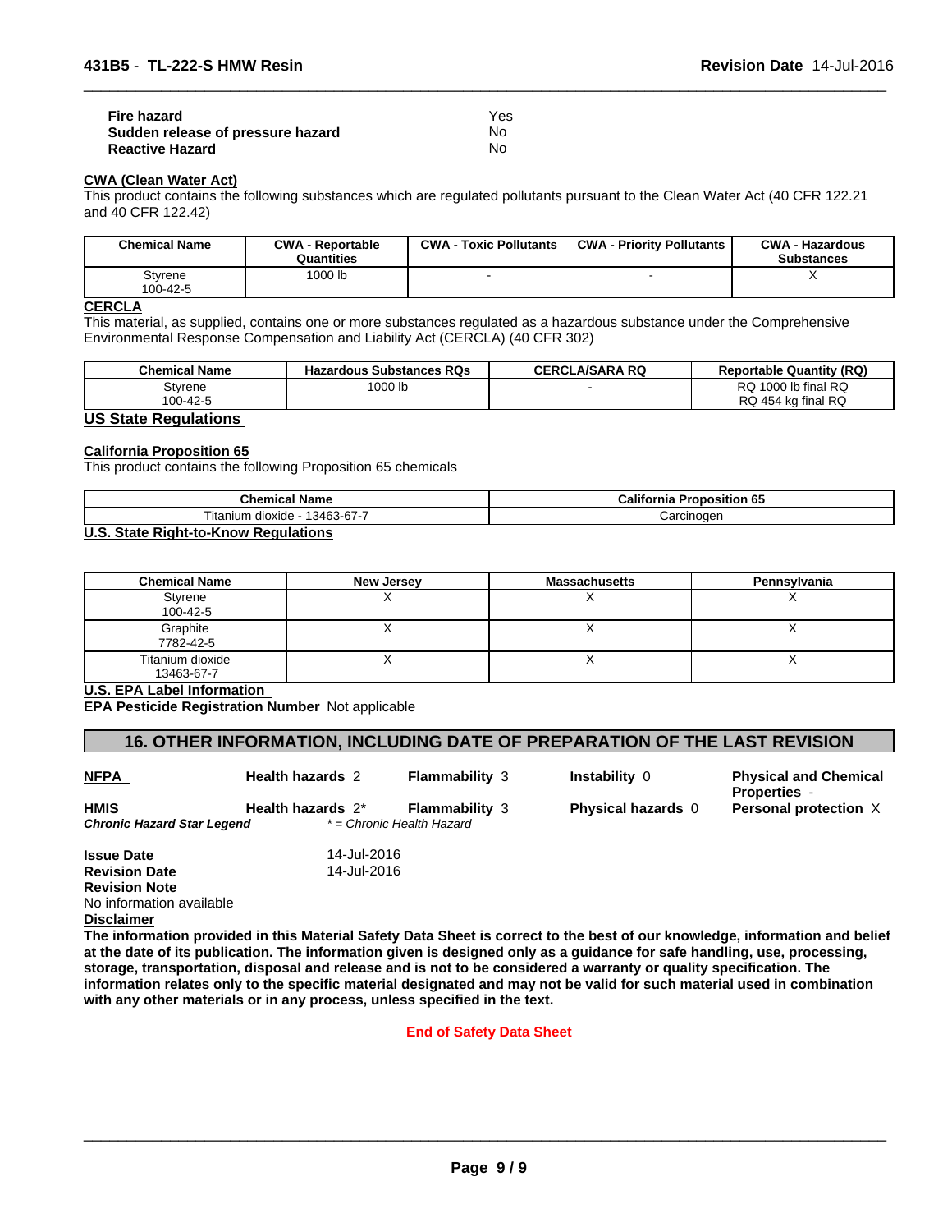| | |
|---|---|
| **Fire hazard** | Yes |
| **Sudden release of pressure hazard** | No |
| **Reactive Hazard** | No |

**CWA (Clean Water Act)**

This product contains the following substances which are regulated pollutants pursuant to the Clean Water Act (40 CFR 122.21 and 40 CFR 122.42)

| Chemical Name | CWA - Reportable Quantities | CWA - Toxic Pollutants | CWA - Priority Pollutants | CWA - Hazardous Substances |
|---|---|---|---|---|
| Styrene 100-42-5 | 1000 lb | - | - | X |

**CERCLA**

This material, as supplied, contains one or more substances regulated as a hazardous substance under the Comprehensive Environmental Response Compensation and Liability Act (CERCLA) (40 CFR 302)

| Chemical Name | Hazardous Substances RQs | CERCLA/SARA RQ | Reportable Quantity (RQ) |
|---|---|---|---|
| Styrene 100-42-5 | 1000 lb | - | RQ 1000 lb final RQ RQ 454 kg final RQ |

## US State Regulations

**California Proposition 65**

This product contains the following Proposition 65 chemicals

| Chemical Name | California Proposition 65 |
|---|---|
| Titanium dioxide - 13463-67-7 | Carcinogen |

**U.S. State Right-to-Know Regulations**

| Chemical Name | New Jersey | Massachusetts | Pennsylvania |
|---|---|---|---|
| Styrene 100-42-5 | X | X | X |
| Graphite 7782-42-5 | X | X | X |
| Titanium dioxide 13463-67-7 | X | X | X |

**U.S. EPA Label Information**

**EPA Pesticide Registration Number** Not applicable

## 16. OTHER INFORMATION, INCLUDING DATE OF PREPARATION OF THE LAST REVISION

| | | | | |
|---|---|---|---|---|
| **NFPA** | **Health hazards** 2 | **Flammability** 3 | **Instability** 0 | **Physical and Chemical Properties** - |
| **HMIS** | **Health hazards** 2* | **Flammability** 3 | **Physical hazards** 0 | **Personal protection** X |

***Chronic Hazard Star Legend*** *\* = Chronic Health Hazard*

**Issue Date** 14-Jul-2016

**Revision Date** 14-Jul-2016

**Revision Note**

No information available

**Disclaimer**

**The information provided in this Material Safety Data Sheet is correct to the best of our knowledge, information and belief at the date of its publication. The information given is designed only as a guidance for safe handling, use, processing, storage, transportation, disposal and release and is not to be considered a warranty or quality specification. The information relates only to the specific material designated and may not be valid for such material used in combination with any other materials or in any process, unless specified in the text.**

**End of Safety Data Sheet**